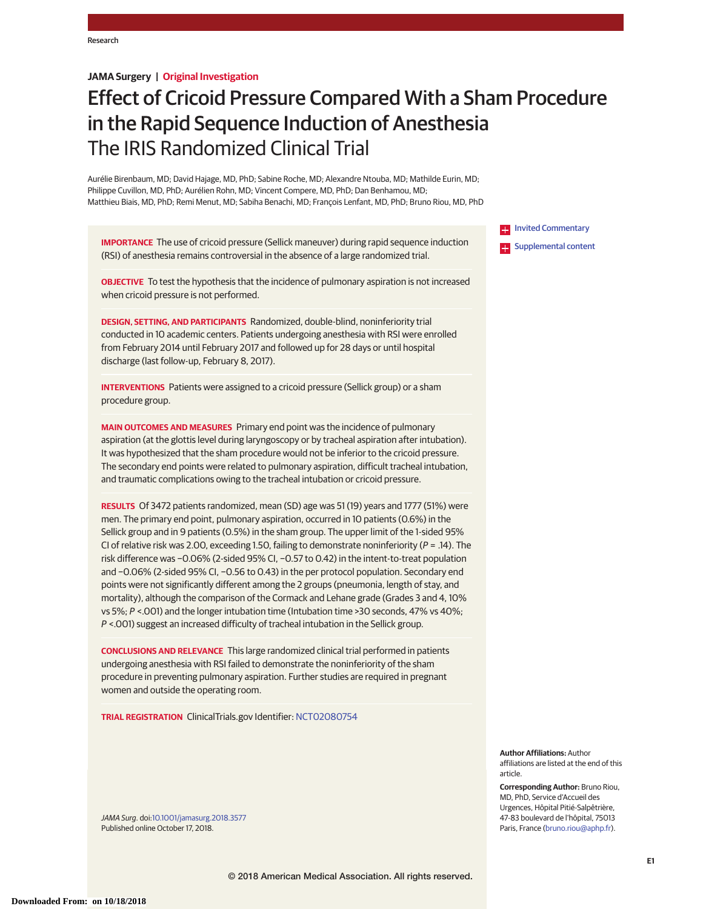Research

**JAMA Surgery | Original Investigation**

# Effect of Cricoid Pressure Compared With a Sham Procedure in the Rapid Sequence Induction of Anesthesia

## The IRIS Randomized Clinical Trial

Aurélie Birenbaum, MD; David Hajage, MD, PhD; Sabine Roche, MD; Alexandre Ntouba, MD; Mathilde Eurin, MD; Philippe Cuvillon, MD, PhD; Aurélien Rohn, MD; Vincent Compere, MD, PhD; Dan Benhamou, MD; Matthieu Biais, MD, PhD; Remi Menut, MD; Sabiha Benachi, MD; François Lenfant, MD, PhD; Bruno Riou, MD, PhD

**IMPORTANCE** The use of cricoid pressure (Sellick maneuver) during rapid sequence induction (RSI) of anesthesia remains controversial in the absence of a large randomized trial.

**OBJECTIVE** To test the hypothesis that the incidence of pulmonary aspiration is not increased when cricoid pressure is not performed.

**DESIGN, SETTING, AND PARTICIPANTS** Randomized, double-blind, noninferiority trial conducted in 10 academic centers. Patients undergoing anesthesia with RSI were enrolled from February 2014 until February 2017 and followed up for 28 days or until hospital discharge (last follow-up, February 8, 2017).

**INTERVENTIONS** Patients were assigned to a cricoid pressure (Sellick group) or a sham procedure group.

**MAIN OUTCOMES AND MEASURES** Primary end point was the incidence of pulmonary aspiration (at the glottis level during laryngoscopy or by tracheal aspiration after intubation). It was hypothesized that the sham procedure would not be inferior to the cricoid pressure. The secondary end points were related to pulmonary aspiration, difficult tracheal intubation, and traumatic complications owing to the tracheal intubation or cricoid pressure.

**RESULTS** Of 3472 patients randomized, mean (SD) age was 51 (19) years and 1777 (51%) were men. The primary end point, pulmonary aspiration, occurred in 10 patients (0.6%) in the Sellick group and in 9 patients (0.5%) in the sham group. The upper limit of the 1-sided 95% CI of relative risk was 2.00, exceeding 1.50, failing to demonstrate noninferiority (*P* = .14). The risk difference was −0.06% (2-sided 95% CI, −0.57 to 0.42) in the intent-to-treat population and −0.06% (2-sided 95% CI, −0.56 to 0.43) in the per protocol population. Secondary end points were not significantly different among the 2 groups (pneumonia, length of stay, and mortality), although the comparison of the Cormack and Lehane grade (Grades 3 and 4, 10% vs 5%; *P* <.001) and the longer intubation time (Intubation time >30 seconds, 47% vs 40%; *P* <.001) suggest an increased difficulty of tracheal intubation in the Sellick group.

**CONCLUSIONS AND RELEVANCE** This large randomized clinical trial performed in patients undergoing anesthesia with RSI failed to demonstrate the noninferiority of the sham procedure in preventing pulmonary aspiration. Further studies are required in pregnant women and outside the operating room.

**TRIAL REGISTRATION** ClinicalTrials.gov Identifier: NCT02080754

Invited Commentary

Supplemental content

*JAMA Surg.* doi:10.1001/jamasurg.2018.3577
Published online October 17, 2018.

**Author Affiliations:** Author affiliations are listed at the end of this article.

**Corresponding Author:** Bruno Riou, MD, PhD, Service d'Accueil des Urgences, Hôpital Pitié-Salpêtrière, 47-83 boulevard de l'hôpital, 75013 Paris, France (bruno.riou@aphp.fr).

© 2018 American Medical Association. All rights reserved.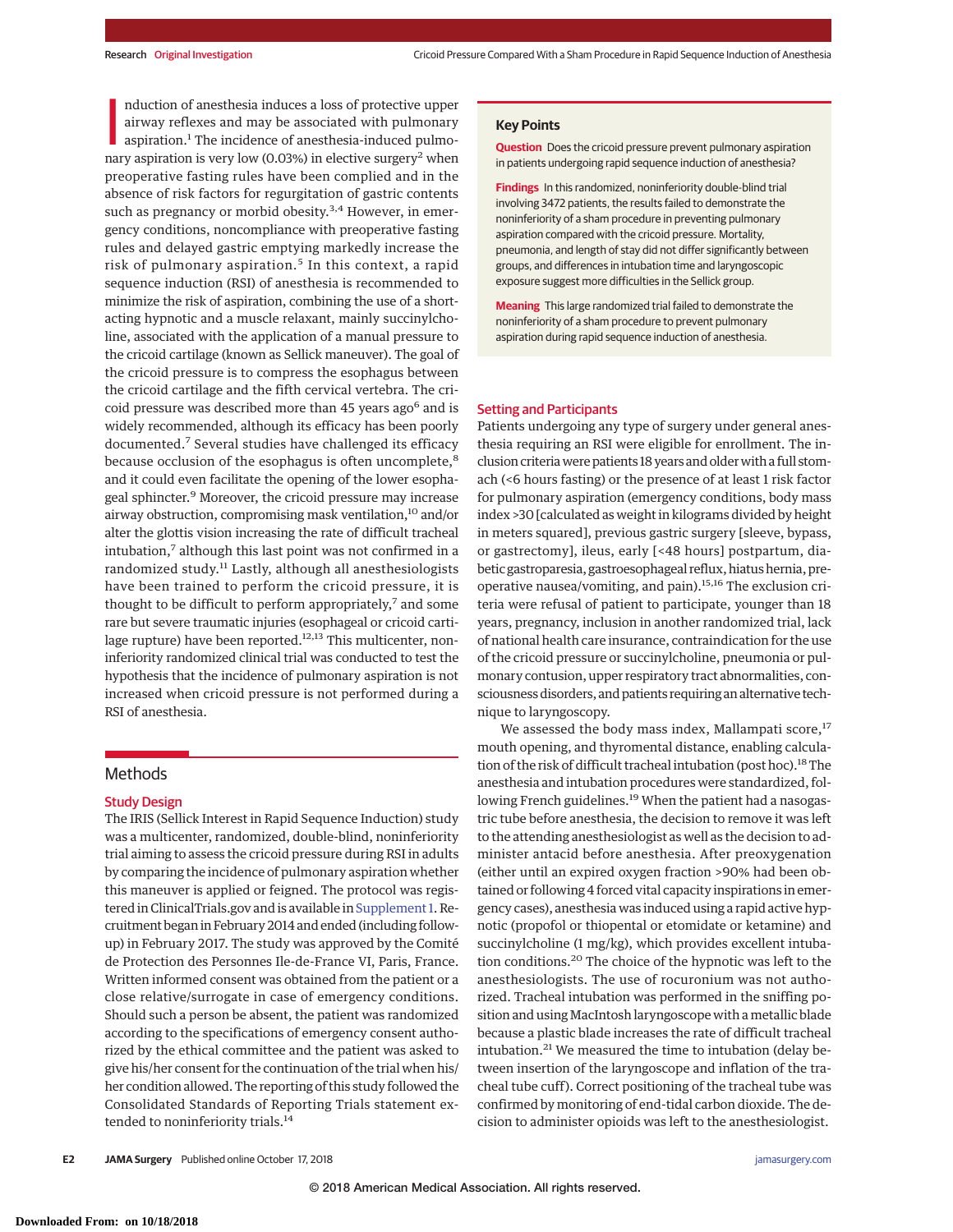Induction of anesthesia induces a loss of protective upper airway reflexes and may be associated with pulmonary aspiration.[1] The incidence of anesthesia-induced pulmonary aspiration is very low (0.03%) in elective surgery[2] when preoperative fasting rules have been complied and in the absence of risk factors for regurgitation of gastric contents such as pregnancy or morbid obesity.[3,4] However, in emergency conditions, noncompliance with preoperative fasting rules and delayed gastric emptying markedly increase the risk of pulmonary aspiration.[5] In this context, a rapid sequence induction (RSI) of anesthesia is recommended to minimize the risk of aspiration, combining the use of a short-acting hypnotic and a muscle relaxant, mainly succinylcholine, associated with the application of a manual pressure to the cricoid cartilage (known as Sellick maneuver). The goal of the cricoid pressure is to compress the esophagus between the cricoid cartilage and the fifth cervical vertebra. The cricoid pressure was described more than 45 years ago[6] and is widely recommended, although its efficacy has been poorly documented.[7] Several studies have challenged its efficacy because occlusion of the esophagus is often uncomplete,[8] and it could even facilitate the opening of the lower esophageal sphincter.[9] Moreover, the cricoid pressure may increase airway obstruction, compromising mask ventilation,[10] and/or alter the glottis vision increasing the rate of difficult tracheal intubation,[7] although this last point was not confirmed in a randomized study.[11] Lastly, although all anesthesiologists have been trained to perform the cricoid pressure, it is thought to be difficult to perform appropriately,[7] and some rare but severe traumatic injuries (esophageal or cricoid cartilage rupture) have been reported.[12,13] This multicenter, noninferiority randomized clinical trial was conducted to test the hypothesis that the incidence of pulmonary aspiration is not increased when cricoid pressure is not performed during a RSI of anesthesia.

> **Key Points**
>
> **Question** Does the cricoid pressure prevent pulmonary aspiration in patients undergoing rapid sequence induction of anesthesia?
>
> **Findings** In this randomized, noninferiority double-blind trial involving 3472 patients, the results failed to demonstrate the noninferiority of a sham procedure in preventing pulmonary aspiration compared with the cricoid pressure. Mortality, pneumonia, and length of stay did not differ significantly between groups, and differences in intubation time and laryngoscopic exposure suggest more difficulties in the Sellick group.
>
> **Meaning** This large randomized trial failed to demonstrate the noninferiority of a sham procedure to prevent pulmonary aspiration during rapid sequence induction of anesthesia.

## Methods

### Study Design

The IRIS (Sellick Interest in Rapid Sequence Induction) study was a multicenter, randomized, double-blind, noninferiority trial aiming to assess the cricoid pressure during RSI in adults by comparing the incidence of pulmonary aspiration whether this maneuver is applied or feigned. The protocol was registered in ClinicalTrials.gov and is available in Supplement 1. Recruitment began in February 2014 and ended (including follow-up) in February 2017. The study was approved by the Comité de Protection des Personnes Ile-de-France VI, Paris, France. Written informed consent was obtained from the patient or a close relative/surrogate in case of emergency conditions. Should such a person be absent, the patient was randomized according to the specifications of emergency consent authorized by the ethical committee and the patient was asked to give his/her consent for the continuation of the trial when his/her condition allowed. The reporting of this study followed the Consolidated Standards of Reporting Trials statement extended to noninferiority trials.[14]

### Setting and Participants

Patients undergoing any type of surgery under general anesthesia requiring an RSI were eligible for enrollment. The inclusion criteria were patients 18 years and older with a full stomach (<6 hours fasting) or the presence of at least 1 risk factor for pulmonary aspiration (emergency conditions, body mass index >30 [calculated as weight in kilograms divided by height in meters squared], previous gastric surgery [sleeve, bypass, or gastrectomy], ileus, early [<48 hours] postpartum, diabetic gastroparesia, gastroesophageal reflux, hiatus hernia, preoperative nausea/vomiting, and pain).[15,16] The exclusion criteria were refusal of patient to participate, younger than 18 years, pregnancy, inclusion in another randomized trial, lack of national health care insurance, contraindication for the use of the cricoid pressure or succinylcholine, pneumonia or pulmonary contusion, upper respiratory tract abnormalities, consciousness disorders, and patients requiring an alternative technique to laryngoscopy.

We assessed the body mass index, Mallampati score,[17] mouth opening, and thyromental distance, enabling calculation of the risk of difficult tracheal intubation (post hoc).[18] The anesthesia and intubation procedures were standardized, following French guidelines.[19] When the patient had a nasogastric tube before anesthesia, the decision to remove it was left to the attending anesthesiologist as well as the decision to administer antacid before anesthesia. After preoxygenation (either until an expired oxygen fraction >90% had been obtained or following 4 forced vital capacity inspirations in emergency cases), anesthesia was induced using a rapid active hypnotic (propofol or thiopental or etomidate or ketamine) and succinylcholine (1 mg/kg), which provides excellent intubation conditions.[20] The choice of the hypnotic was left to the anesthesiologists. The use of rocuronium was not authorized. Tracheal intubation was performed in the sniffing position and using MacIntosh laryngoscope with a metallic blade because a plastic blade increases the rate of difficult tracheal intubation.[21] We measured the time to intubation (delay between insertion of the laryngoscope and inflation of the tracheal tube cuff). Correct positioning of the tracheal tube was confirmed by monitoring of end-tidal carbon dioxide. The decision to administer opioids was left to the anesthesiologist.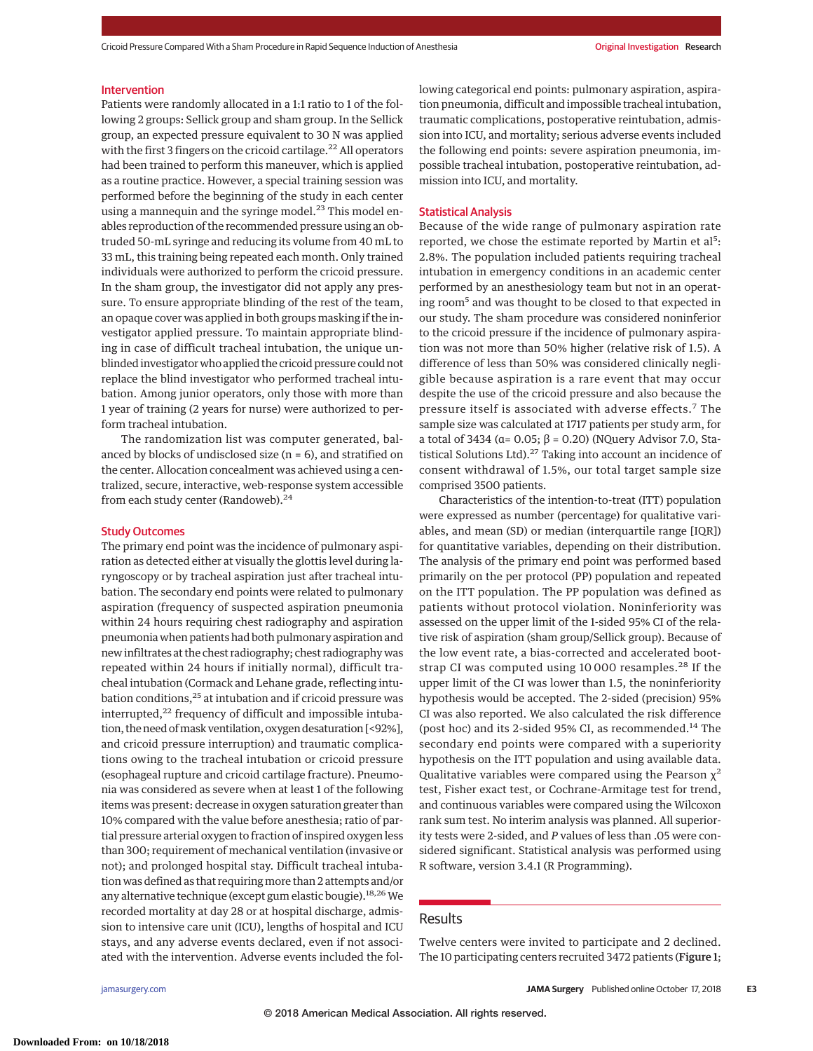### Intervention

Patients were randomly allocated in a 1:1 ratio to 1 of the following 2 groups: Sellick group and sham group. In the Sellick group, an expected pressure equivalent to 30 N was applied with the first 3 fingers on the cricoid cartilage.[22] All operators had been trained to perform this maneuver, which is applied as a routine practice. However, a special training session was performed before the beginning of the study in each center using a mannequin and the syringe model.[23] This model enables reproduction of the recommended pressure using an obtruded 50-mL syringe and reducing its volume from 40 mL to 33 mL, this training being repeated each month. Only trained individuals were authorized to perform the cricoid pressure. In the sham group, the investigator did not apply any pressure. To ensure appropriate blinding of the rest of the team, an opaque cover was applied in both groups masking if the investigator applied pressure. To maintain appropriate blinding in case of difficult tracheal intubation, the unique unblinded investigator who applied the cricoid pressure could not replace the blind investigator who performed tracheal intubation. Among junior operators, only those with more than 1 year of training (2 years for nurse) were authorized to perform tracheal intubation.

The randomization list was computer generated, balanced by blocks of undisclosed size (n = 6), and stratified on the center. Allocation concealment was achieved using a centralized, secure, interactive, web-response system accessible from each study center (Randoweb).[24]

### Study Outcomes

The primary end point was the incidence of pulmonary aspiration as detected either at visually the glottis level during laryngoscopy or by tracheal aspiration just after tracheal intubation. The secondary end points were related to pulmonary aspiration (frequency of suspected aspiration pneumonia within 24 hours requiring chest radiography and aspiration pneumonia when patients had both pulmonary aspiration and new infiltrates at the chest radiography; chest radiography was repeated within 24 hours if initially normal), difficult tracheal intubation (Cormack and Lehane grade, reflecting intubation conditions,[25] at intubation and if cricoid pressure was interrupted,[22] frequency of difficult and impossible intubation, the need of mask ventilation, oxygen desaturation [<92%], and cricoid pressure interruption) and traumatic complications owing to the tracheal intubation or cricoid pressure (esophageal rupture and cricoid cartilage fracture). Pneumonia was considered as severe when at least 1 of the following items was present: decrease in oxygen saturation greater than 10% compared with the value before anesthesia; ratio of partial pressure arterial oxygen to fraction of inspired oxygen less than 300; requirement of mechanical ventilation (invasive or not); and prolonged hospital stay. Difficult tracheal intubation was defined as that requiring more than 2 attempts and/or any alternative technique (except gum elastic bougie).[18,26] We recorded mortality at day 28 or at hospital discharge, admission to intensive care unit (ICU), lengths of hospital and ICU stays, and any adverse events declared, even if not associated with the intervention. Adverse events included the following categorical end points: pulmonary aspiration, aspiration pneumonia, difficult and impossible tracheal intubation, traumatic complications, postoperative reintubation, admission into ICU, and mortality; serious adverse events included the following end points: severe aspiration pneumonia, impossible tracheal intubation, postoperative reintubation, admission into ICU, and mortality.

### Statistical Analysis

Because of the wide range of pulmonary aspiration rate reported, we chose the estimate reported by Martin et al[5]: 2.8%. The population included patients requiring tracheal intubation in emergency conditions in an academic center performed by an anesthesiology team but not in an operating room[5] and was thought to be closed to that expected in our study. The sham procedure was considered noninferior to the cricoid pressure if the incidence of pulmonary aspiration was not more than 50% higher (relative risk of 1.5). A difference of less than 50% was considered clinically negligible because aspiration is a rare event that may occur despite the use of the cricoid pressure and also because the pressure itself is associated with adverse effects.[7] The sample size was calculated at 1717 patients per study arm, for a total of 3434 ($\alpha$= 0.05; $\beta$ = 0.20) (NQuery Advisor 7.0, Statistical Solutions Ltd).[27] Taking into account an incidence of consent withdrawal of 1.5%, our total target sample size comprised 3500 patients.

Characteristics of the intention-to-treat (ITT) population were expressed as number (percentage) for qualitative variables, and mean (SD) or median (interquartile range [IQR]) for quantitative variables, depending on their distribution. The analysis of the primary end point was performed based primarily on the per protocol (PP) population and repeated on the ITT population. The PP population was defined as patients without protocol violation. Noninferiority was assessed on the upper limit of the 1-sided 95% CI of the relative risk of aspiration (sham group/Sellick group). Because of the low event rate, a bias-corrected and accelerated bootstrap CI was computed using 10 000 resamples.[28] If the upper limit of the CI was lower than 1.5, the noninferiority hypothesis would be accepted. The 2-sided (precision) 95% CI was also reported. We also calculated the risk difference (post hoc) and its 2-sided 95% CI, as recommended.[14] The secondary end points were compared with a superiority hypothesis on the ITT population and using available data. Qualitative variables were compared using the Pearson $\chi^2$ test, Fisher exact test, or Cochrane-Armitage test for trend, and continuous variables were compared using the Wilcoxon rank sum test. No interim analysis was planned. All superiority tests were 2-sided, and *P* values of less than .05 were considered significant. Statistical analysis was performed using R software, version 3.4.1 (R Programming).

## Results

Twelve centers were invited to participate and 2 declined. The 10 participating centers recruited 3472 patients (**Figure 1**;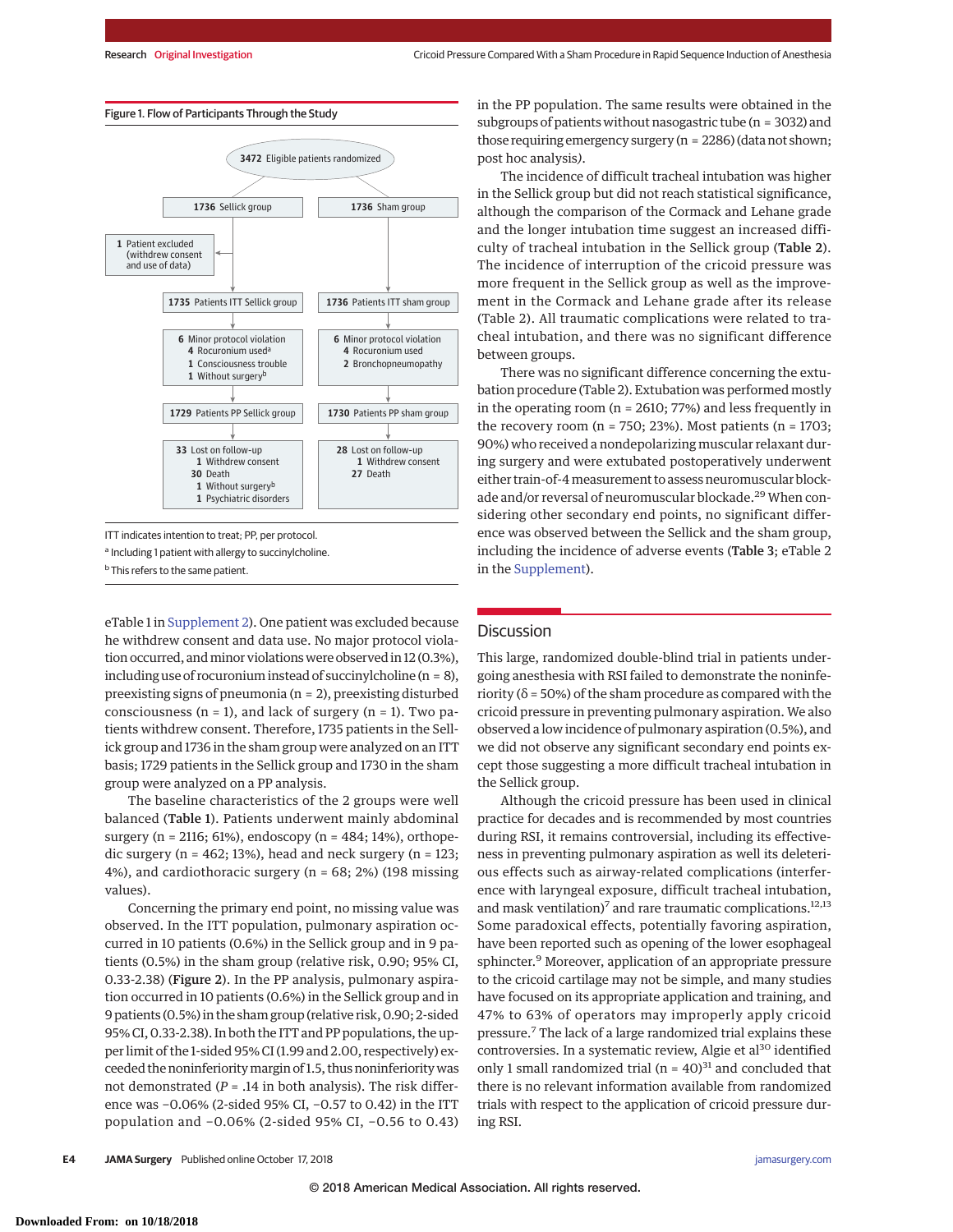Figure 1. Flow of Participants Through the Study

3472 Eligible patients randomized

1736 Sellick group

1736 Sham group

1 Patient excluded (withdrew consent and use of data)

1735 Patients ITT Sellick group

1736 Patients ITT sham group

6 Minor protocol violation
- 4 Rocuronium used[a]
- 1 Consciousness trouble
- 1 Without surgery[b]

6 Minor protocol violation
- 4 Rocuronium used
- 2 Bronchopneumopathy

1729 Patients PP Sellick group

1730 Patients PP sham group

33 Lost on follow-up
- 1 Withdrew consent
- 30 Death
- 1 Without surgery[b]
- 1 Psychiatric disorders

28 Lost on follow-up
- 1 Withdrew consent
- 27 Death

ITT indicates intention to treat; PP, per protocol.

[a] Including 1 patient with allergy to succinylcholine.

[b] This refers to the same patient.

eTable 1 in Supplement 2). One patient was excluded because he withdrew consent and data use. No major protocol violation occurred, and minor violations were observed in 12 (0.3%), including use of rocuronium instead of succinylcholine (n = 8), preexisting signs of pneumonia (n = 2), preexisting disturbed consciousness (n = 1), and lack of surgery (n = 1). Two patients withdrew consent. Therefore, 1735 patients in the Sellick group and 1736 in the sham group were analyzed on an ITT basis; 1729 patients in the Sellick group and 1730 in the sham group were analyzed on a PP analysis.

The baseline characteristics of the 2 groups were well balanced (**Table 1**). Patients underwent mainly abdominal surgery (n = 2116; 61%), endoscopy (n = 484; 14%), orthopedic surgery (n = 462; 13%), head and neck surgery (n = 123; 4%), and cardiothoracic surgery (n = 68; 2%) (198 missing values).

Concerning the primary end point, no missing value was observed. In the ITT population, pulmonary aspiration occurred in 10 patients (0.6%) in the Sellick group and in 9 patients (0.5%) in the sham group (relative risk, 0.90; 95% CI, 0.33-2.38) (**Figure 2**). In the PP analysis, pulmonary aspiration occurred in 10 patients (0.6%) in the Sellick group and in 9 patients (0.5%) in the sham group (relative risk, 0.90; 2-sided 95% CI, 0.33-2.38). In both the ITT and PP populations, the upper limit of the 1-sided 95% CI (1.99 and 2.00, respectively) exceeded the noninferiority margin of 1.5, thus noninferiority was not demonstrated (*P* = .14 in both analysis). The risk difference was −0.06% (2-sided 95% CI, −0.57 to 0.42) in the ITT population and −0.06% (2-sided 95% CI, −0.56 to 0.43) in the PP population. The same results were obtained in the subgroups of patients without nasogastric tube (n = 3032) and those requiring emergency surgery (n = 2286) (data not shown; post hoc analysis).

The incidence of difficult tracheal intubation was higher in the Sellick group but did not reach statistical significance, although the comparison of the Cormack and Lehane grade and the longer intubation time suggest an increased difficulty of tracheal intubation in the Sellick group (**Table 2**). The incidence of interruption of the cricoid pressure was more frequent in the Sellick group as well as the improvement in the Cormack and Lehane grade after its release (Table 2). All traumatic complications were related to tracheal intubation, and there was no significant difference between groups.

There was no significant difference concerning the extubation procedure (Table 2). Extubation was performed mostly in the operating room (n = 2610; 77%) and less frequently in the recovery room (n = 750; 23%). Most patients (n = 1703; 90%) who received a nondepolarizing muscular relaxant during surgery and were extubated postoperatively underwent either train-of-4 measurement to assess neuromuscular blockade and/or reversal of neuromuscular blockade.[29] When considering other secondary end points, no significant difference was observed between the Sellick and the sham group, including the incidence of adverse events (**Table 3**; eTable 2 in the Supplement).

## Discussion

This large, randomized double-blind trial in patients undergoing anesthesia with RSI failed to demonstrate the noninferiority (δ = 50%) of the sham procedure as compared with the cricoid pressure in preventing pulmonary aspiration. We also observed a low incidence of pulmonary aspiration (0.5%), and we did not observe any significant secondary end points except those suggesting a more difficult tracheal intubation in the Sellick group.

Although the cricoid pressure has been used in clinical practice for decades and is recommended by most countries during RSI, it remains controversial, including its effectiveness in preventing pulmonary aspiration as well its deleterious effects such as airway-related complications (interference with laryngeal exposure, difficult tracheal intubation, and mask ventilation)[7] and rare traumatic complications.[12,13] Some paradoxical effects, potentially favoring aspiration, have been reported such as opening of the lower esophageal sphincter.[9] Moreover, application of an appropriate pressure to the cricoid cartilage may not be simple, and many studies have focused on its appropriate application and training, and 47% to 63% of operators may improperly apply cricoid pressure.[7] The lack of a large randomized trial explains these controversies. In a systematic review, Algie et al[30] identified only 1 small randomized trial (n = 40)[31] and concluded that there is no relevant information available from randomized trials with respect to the application of cricoid pressure during RSI.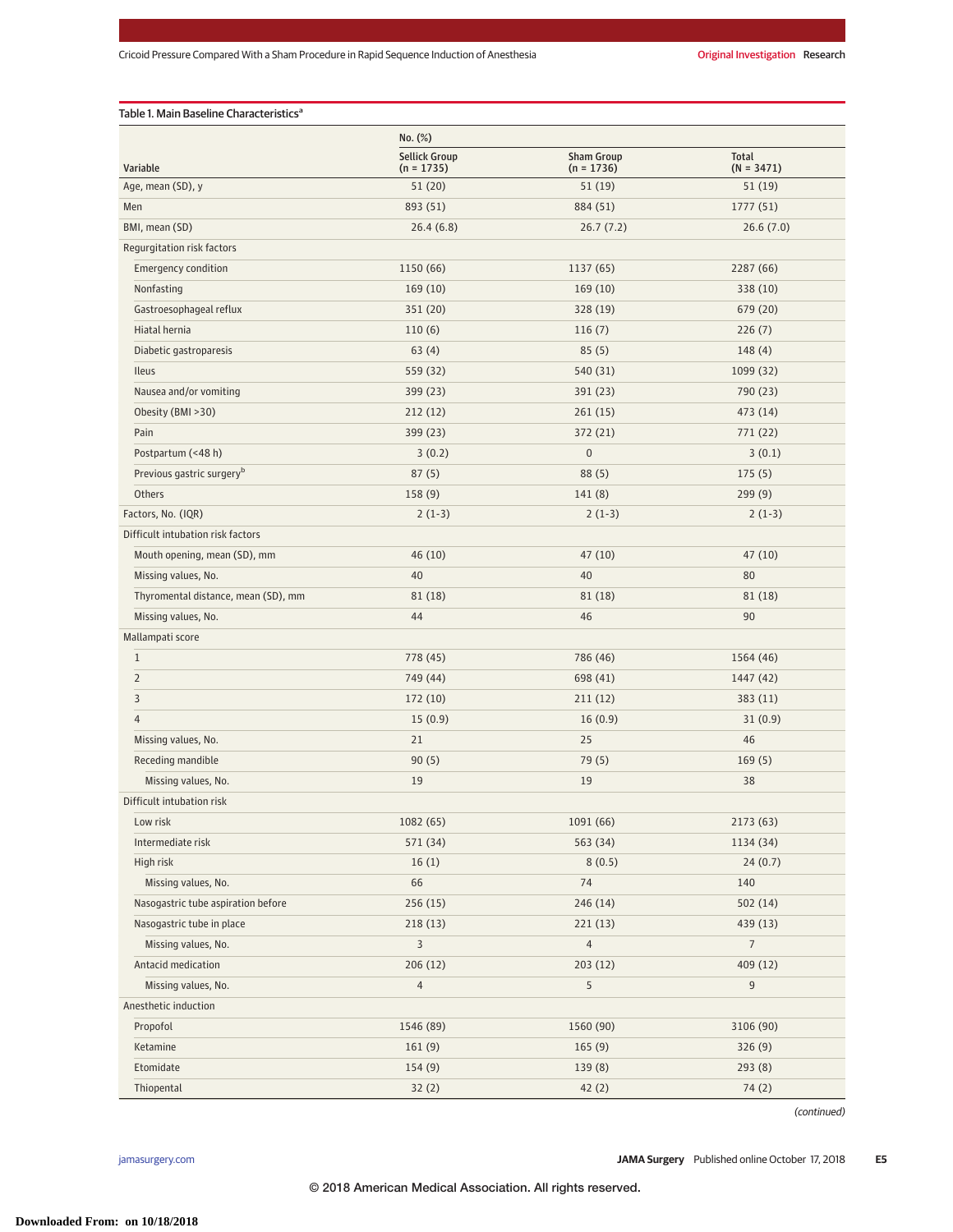Table 1. Main Baseline Characteristics[a]

| Variable | Sellick Group (n = 1735), No. (%) | Sham Group (n = 1736), No. (%) | Total (N = 3471), No. (%) |
|---|---|---|---|
| Age, mean (SD), y | 51 (20) | 51 (19) | 51 (19) |
| Men | 893 (51) | 884 (51) | 1777 (51) |
| BMI, mean (SD) | 26.4 (6.8) | 26.7 (7.2) | 26.6 (7.0) |
| Regurgitation risk factors | | | |
| Emergency condition | 1150 (66) | 1137 (65) | 2287 (66) |
| Nonfasting | 169 (10) | 169 (10) | 338 (10) |
| Gastroesophageal reflux | 351 (20) | 328 (19) | 679 (20) |
| Hiatal hernia | 110 (6) | 116 (7) | 226 (7) |
| Diabetic gastroparesis | 63 (4) | 85 (5) | 148 (4) |
| Ileus | 559 (32) | 540 (31) | 1099 (32) |
| Nausea and/or vomiting | 399 (23) | 391 (23) | 790 (23) |
| Obesity (BMI >30) | 212 (12) | 261 (15) | 473 (14) |
| Pain | 399 (23) | 372 (21) | 771 (22) |
| Postpartum (<48 h) | 3 (0.2) | 0 | 3 (0.1) |
| Previous gastric surgery[b] | 87 (5) | 88 (5) | 175 (5) |
| Others | 158 (9) | 141 (8) | 299 (9) |
| Factors, No. (IQR) | 2 (1-3) | 2 (1-3) | 2 (1-3) |
| Difficult intubation risk factors | | | |
| Mouth opening, mean (SD), mm | 46 (10) | 47 (10) | 47 (10) |
| Missing values, No. | 40 | 40 | 80 |
| Thyromental distance, mean (SD), mm | 81 (18) | 81 (18) | 81 (18) |
| Missing values, No. | 44 | 46 | 90 |
| Mallampati score | | | |
| 1 | 778 (45) | 786 (46) | 1564 (46) |
| 2 | 749 (44) | 698 (41) | 1447 (42) |
| 3 | 172 (10) | 211 (12) | 383 (11) |
| 4 | 15 (0.9) | 16 (0.9) | 31 (0.9) |
| Missing values, No. | 21 | 25 | 46 |
| Receding mandible | 90 (5) | 79 (5) | 169 (5) |
| Missing values, No. | 19 | 19 | 38 |
| Difficult intubation risk | | | |
| Low risk | 1082 (65) | 1091 (66) | 2173 (63) |
| Intermediate risk | 571 (34) | 563 (34) | 1134 (34) |
| High risk | 16 (1) | 8 (0.5) | 24 (0.7) |
| Missing values, No. | 66 | 74 | 140 |
| Nasogastric tube aspiration before | 256 (15) | 246 (14) | 502 (14) |
| Nasogastric tube in place | 218 (13) | 221 (13) | 439 (13) |
| Missing values, No. | 3 | 4 | 7 |
| Antacid medication | 206 (12) | 203 (12) | 409 (12) |
| Missing values, No. | 4 | 5 | 9 |
| Anesthetic induction | | | |
| Propofol | 1546 (89) | 1560 (90) | 3106 (90) |
| Ketamine | 161 (9) | 165 (9) | 326 (9) |
| Etomidate | 154 (9) | 139 (8) | 293 (8) |
| Thiopental | 32 (2) | 42 (2) | 74 (2) |

(continued)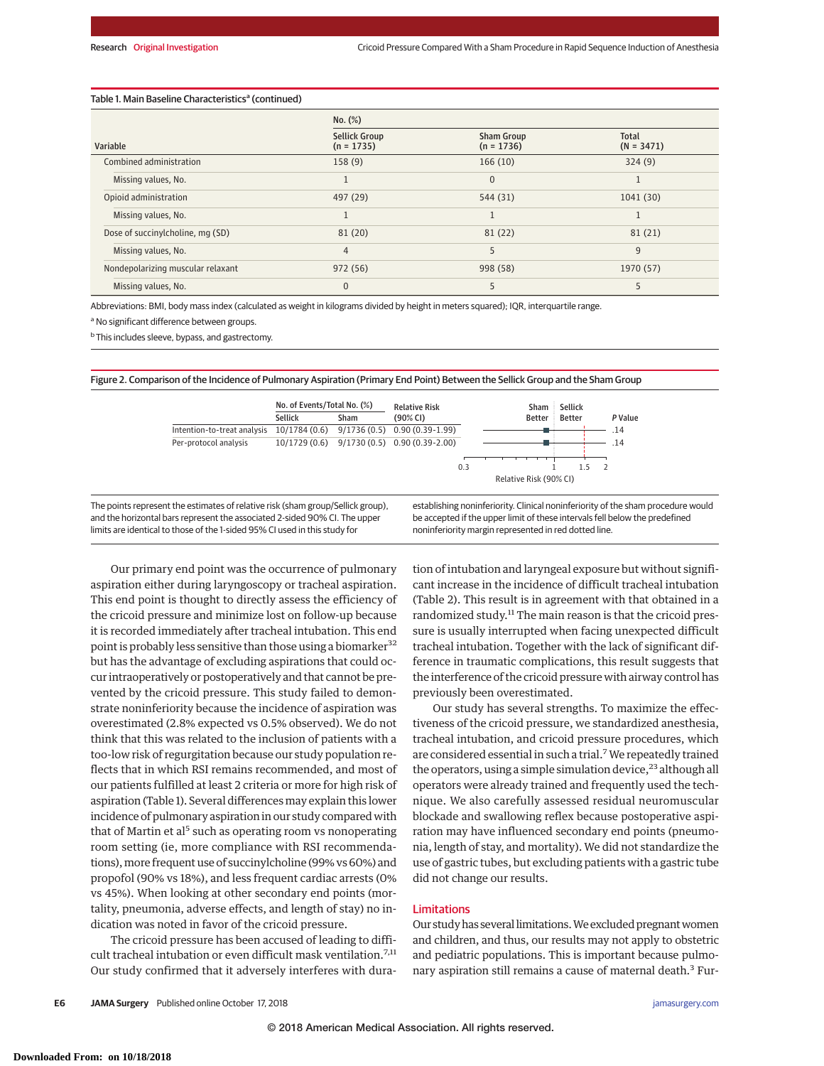Table 1. Main Baseline Characteristics[a] (continued)

| Variable | No. (%) Sellick Group (n = 1735) | Sham Group (n = 1736) | Total (N = 3471) |
|---|---|---|---|
| Combined administration | 158 (9) | 166 (10) | 324 (9) |
| Missing values, No. | 1 | 0 | 1 |
| Opioid administration | 497 (29) | 544 (31) | 1041 (30) |
| Missing values, No. | 1 | 1 | 1 |
| Dose of succinylcholine, mg (SD) | 81 (20) | 81 (22) | 81 (21) |
| Missing values, No. | 4 | 5 | 9 |
| Nondepolarizing muscular relaxant | 972 (56) | 998 (58) | 1970 (57) |
| Missing values, No. | 0 | 5 | 5 |

Abbreviations: BMI, body mass index (calculated as weight in kilograms divided by height in meters squared); IQR, interquartile range.

[a] No significant difference between groups.

[b] This includes sleeve, bypass, and gastrectomy.

Figure 2. Comparison of the Incidence of Pulmonary Aspiration (Primary End Point) Between the Sellick Group and the Sham Group

| | No. of Events/Total No. (%) Sellick | Sham | Relative Risk (90% CI) | P Value |
|---|---|---|---|---|
| Intention-to-treat analysis | 10/1784 (0.6) | 9/1736 (0.5) | 0.90 (0.39-1.99) | .14 |
| Per-protocol analysis | 10/1729 (0.6) | 9/1730 (0.5) | 0.90 (0.39-2.00) | .14 |

The points represent the estimates of relative risk (sham group/Sellick group), and the horizontal bars represent the associated 2-sided 90% CI. The upper limits are identical to those of the 1-sided 95% CI used in this study for establishing noninferiority. Clinical noninferiority of the sham procedure would be accepted if the upper limit of these intervals fell below the predefined noninferiority margin represented in red dotted line.

Our primary end point was the occurrence of pulmonary aspiration either during laryngoscopy or tracheal aspiration. This end point is thought to directly assess the efficiency of the cricoid pressure and minimize lost on follow-up because it is recorded immediately after tracheal intubation. This end point is probably less sensitive than those using a biomarker[32] but has the advantage of excluding aspirations that could occur intraoperatively or postoperatively and that cannot be prevented by the cricoid pressure. This study failed to demonstrate noninferiority because the incidence of aspiration was overestimated (2.8% expected vs 0.5% observed). We do not think that this was related to the inclusion of patients with a too-low risk of regurgitation because our study population reflects that in which RSI remains recommended, and most of our patients fulfilled at least 2 criteria or more for high risk of aspiration (Table 1). Several differences may explain this lower incidence of pulmonary aspiration in our study compared with that of Martin et al[5] such as operating room vs nonoperating room setting (ie, more compliance with RSI recommendations), more frequent use of succinylcholine (99% vs 60%) and propofol (90% vs 18%), and less frequent cardiac arrests (0% vs 45%). When looking at other secondary end points (mortality, pneumonia, adverse effects, and length of stay) no indication was noted in favor of the cricoid pressure.

The cricoid pressure has been accused of leading to difficult tracheal intubation or even difficult mask ventilation.[7,11] Our study confirmed that it adversely interferes with duration of intubation and laryngeal exposure but without significant increase in the incidence of difficult tracheal intubation (Table 2). This result is in agreement with that obtained in a randomized study.[11] The main reason is that the cricoid pressure is usually interrupted when facing unexpected difficult tracheal intubation. Together with the lack of significant difference in traumatic complications, this result suggests that the interference of the cricoid pressure with airway control has previously been overestimated.

Our study has several strengths. To maximize the effectiveness of the cricoid pressure, we standardized anesthesia, tracheal intubation, and cricoid pressure procedures, which are considered essential in such a trial.[7] We repeatedly trained the operators, using a simple simulation device,[23] although all operators were already trained and frequently used the technique. We also carefully assessed residual neuromuscular blockade and swallowing reflex because postoperative aspiration may have influenced secondary end points (pneumonia, length of stay, and mortality). We did not standardize the use of gastric tubes, but excluding patients with a gastric tube did not change our results.

## Limitations

Our study has several limitations. We excluded pregnant women and children, and thus, our results may not apply to obstetric and pediatric populations. This is important because pulmonary aspiration still remains a cause of maternal death.[3] Fur-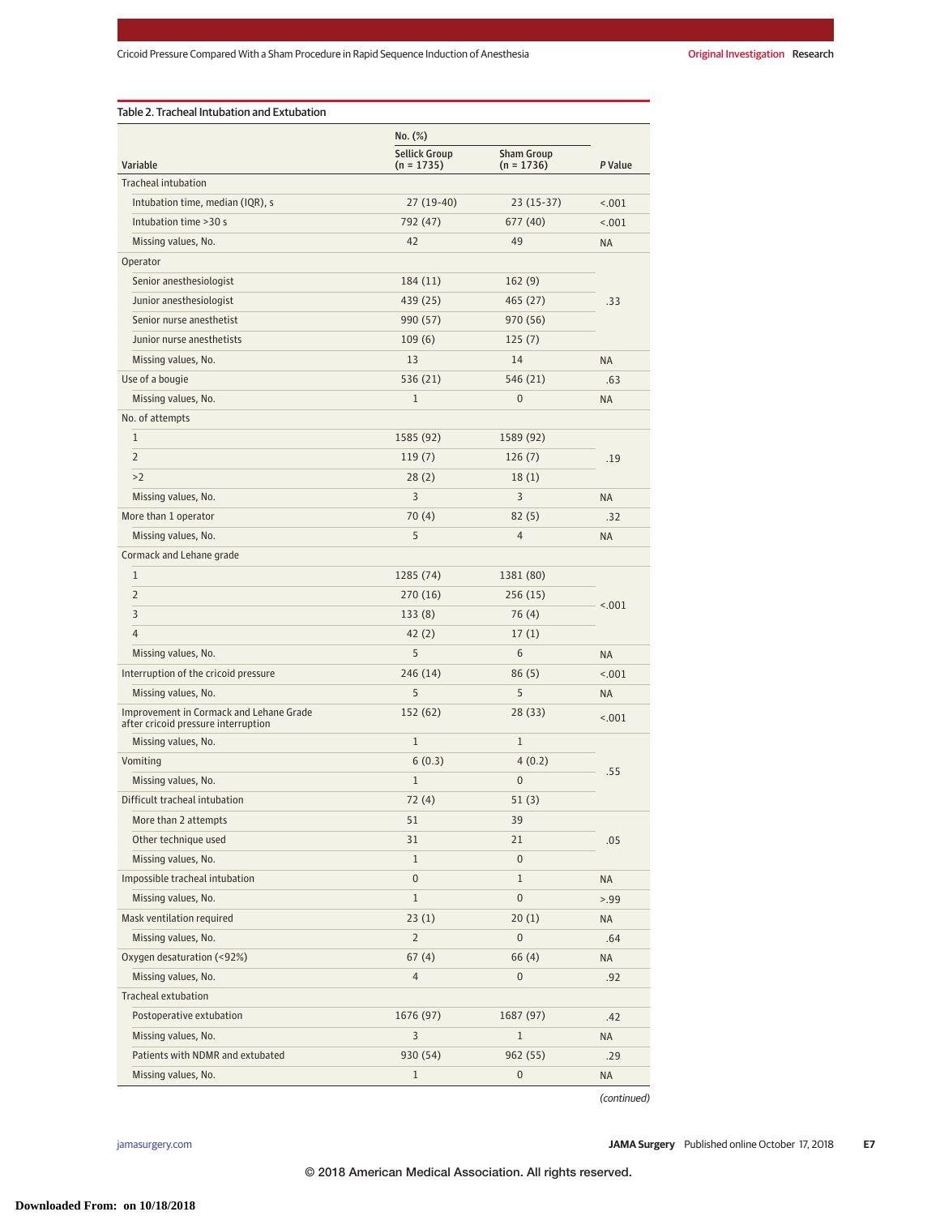Table 2. Tracheal Intubation and Extubation

| Variable | No. (%) Sellick Group (n = 1735) | No. (%) Sham Group (n = 1736) | P Value |
|---|---|---|---|
| Tracheal intubation | | | |
| Intubation time, median (IQR), s | 27 (19-40) | 23 (15-37) | <.001 |
| Intubation time >30 s | 792 (47) | 677 (40) | <.001 |
| Missing values, No. | 42 | 49 | NA |
| Operator | | | |
| Senior anesthesiologist | 184 (11) | 162 (9) | .33 |
| Junior anesthesiologist | 439 (25) | 465 (27) | |
| Senior nurse anesthetist | 990 (57) | 970 (56) | |
| Junior nurse anesthetists | 109 (6) | 125 (7) | |
| Missing values, No. | 13 | 14 | NA |
| Use of a bougie | 536 (21) | 546 (21) | .63 |
| Missing values, No. | 1 | 0 | NA |
| No. of attempts | | | |
| 1 | 1585 (92) | 1589 (92) | .19 |
| 2 | 119 (7) | 126 (7) | |
| >2 | 28 (2) | 18 (1) | |
| Missing values, No. | 3 | 3 | NA |
| More than 1 operator | 70 (4) | 82 (5) | .32 |
| Missing values, No. | 5 | 4 | NA |
| Cormack and Lehane grade | | | |
| 1 | 1285 (74) | 1381 (80) | <.001 |
| 2 | 270 (16) | 256 (15) | |
| 3 | 133 (8) | 76 (4) | |
| 4 | 42 (2) | 17 (1) | |
| Missing values, No. | 5 | 6 | NA |
| Interruption of the cricoid pressure | 246 (14) | 86 (5) | <.001 |
| Missing values, No. | 5 | 5 | NA |
| Improvement in Cormack and Lehane Grade after cricoid pressure interruption | 152 (62) | 28 (33) | <.001 |
| Missing values, No. | 1 | 1 | |
| Vomiting | 6 (0.3) | 4 (0.2) | .55 |
| Missing values, No. | 1 | 0 | |
| Difficult tracheal intubation | 72 (4) | 51 (3) | |
| More than 2 attempts | 51 | 39 | .05 |
| Other technique used | 31 | 21 | |
| Missing values, No. | 1 | 0 | |
| Impossible tracheal intubation | 0 | 1 | NA |
| Missing values, No. | 1 | 0 | >.99 |
| Mask ventilation required | 23 (1) | 20 (1) | NA |
| Missing values, No. | 2 | 0 | .64 |
| Oxygen desaturation (<92%) | 67 (4) | 66 (4) | NA |
| Missing values, No. | 4 | 0 | .92 |
| Tracheal extubation | | | |
| Postoperative extubation | 1676 (97) | 1687 (97) | .42 |
| Missing values, No. | 3 | 1 | NA |
| Patients with NDMR and extubated | 930 (54) | 962 (55) | .29 |
| Missing values, No. | 1 | 0 | NA |

(continued)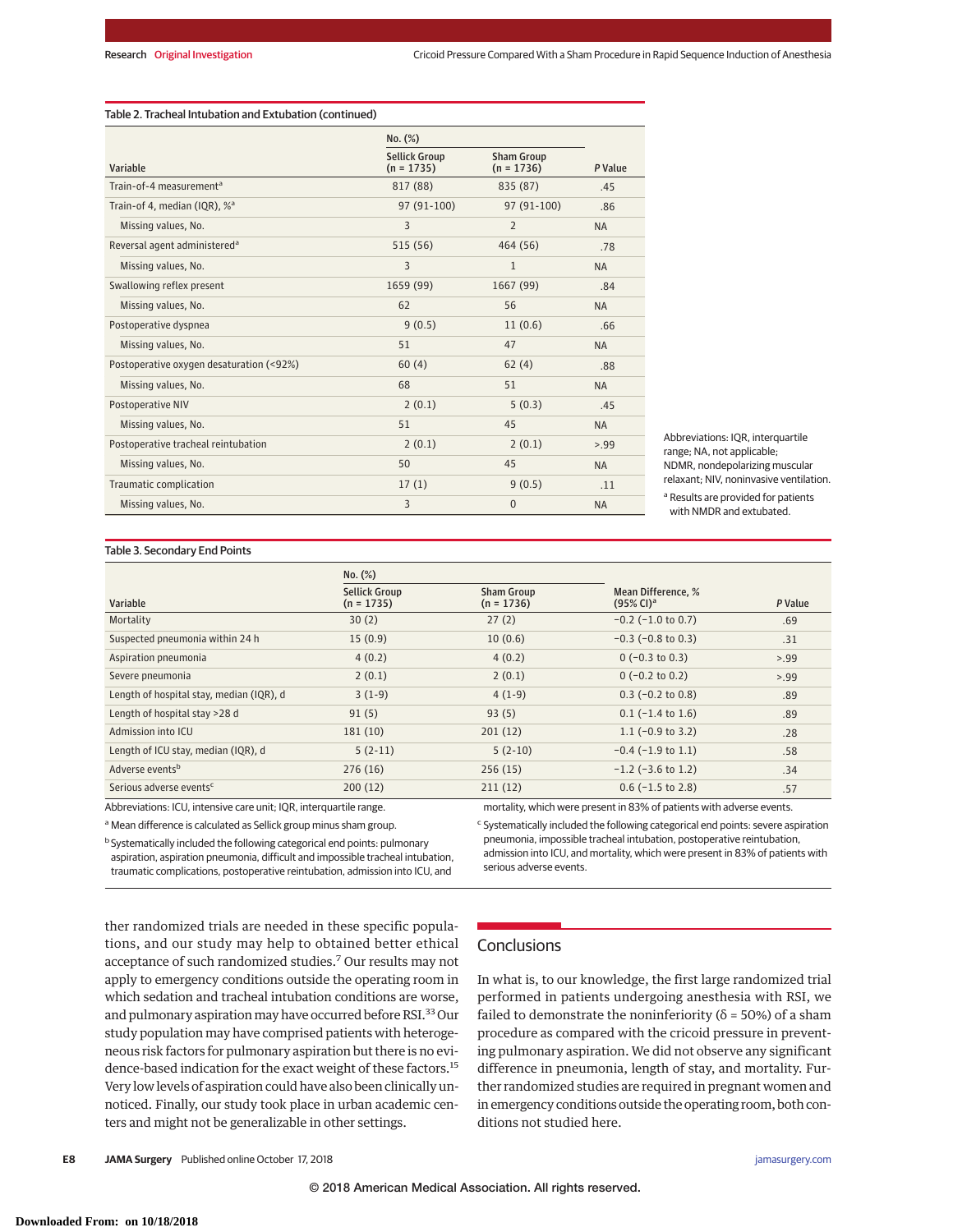Table 2. Tracheal Intubation and Extubation (continued)

| Variable | No. (%) Sellick Group (n = 1735) | Sham Group (n = 1736) | P Value |
|---|---|---|---|
| Train-of-4 measurement[a] | 817 (88) | 835 (87) | .45 |
| Train-of 4, median (IQR), %[a] | 97 (91-100) | 97 (91-100) | .86 |
| Missing values, No. | 3 | 2 | NA |
| Reversal agent administered[a] | 515 (56) | 464 (56) | .78 |
| Missing values, No. | 3 | 1 | NA |
| Swallowing reflex present | 1659 (99) | 1667 (99) | .84 |
| Missing values, No. | 62 | 56 | NA |
| Postoperative dyspnea | 9 (0.5) | 11 (0.6) | .66 |
| Missing values, No. | 51 | 47 | NA |
| Postoperative oxygen desaturation (<92%) | 60 (4) | 62 (4) | .88 |
| Missing values, No. | 68 | 51 | NA |
| Postoperative NIV | 2 (0.1) | 5 (0.3) | .45 |
| Missing values, No. | 51 | 45 | NA |
| Postoperative tracheal reintubation | 2 (0.1) | 2 (0.1) | >.99 |
| Missing values, No. | 50 | 45 | NA |
| Traumatic complication | 17 (1) | 9 (0.5) | .11 |
| Missing values, No. | 3 | 0 | NA |

Abbreviations: IQR, interquartile range; NA, not applicable; NDMR, nondepolarizing muscular relaxant; NIV, noninvasive ventilation.

[a] Results are provided for patients with NMDR and extubated.

Table 3. Secondary End Points

| Variable | No. (%) Sellick Group (n = 1735) | Sham Group (n = 1736) | Mean Difference, % (95% CI)[a] | P Value |
|---|---|---|---|---|
| Mortality | 30 (2) | 27 (2) | −0.2 (−1.0 to 0.7) | .69 |
| Suspected pneumonia within 24 h | 15 (0.9) | 10 (0.6) | −0.3 (−0.8 to 0.3) | .31 |
| Aspiration pneumonia | 4 (0.2) | 4 (0.2) | 0 (−0.3 to 0.3) | >.99 |
| Severe pneumonia | 2 (0.1) | 2 (0.1) | 0 (−0.2 to 0.2) | >.99 |
| Length of hospital stay, median (IQR), d | 3 (1-9) | 4 (1-9) | 0.3 (−0.2 to 0.8) | .89 |
| Length of hospital stay >28 d | 91 (5) | 93 (5) | 0.1 (−1.4 to 1.6) | .89 |
| Admission into ICU | 181 (10) | 201 (12) | 1.1 (−0.9 to 3.2) | .28 |
| Length of ICU stay, median (IQR), d | 5 (2-11) | 5 (2-10) | −0.4 (−1.9 to 1.1) | .58 |
| Adverse events[b] | 276 (16) | 256 (15) | −1.2 (−3.6 to 1.2) | .34 |
| Serious adverse events[c] | 200 (12) | 211 (12) | 0.6 (−1.5 to 2.8) | .57 |

Abbreviations: ICU, intensive care unit; IQR, interquartile range.

[a] Mean difference is calculated as Sellick group minus sham group.

[b] Systematically included the following categorical end points: pulmonary aspiration, aspiration pneumonia, difficult and impossible tracheal intubation, traumatic complications, postoperative reintubation, admission into ICU, and mortality, which were present in 83% of patients with adverse events.

[c] Systematically included the following categorical end points: severe aspiration pneumonia, impossible tracheal intubation, postoperative reintubation, admission into ICU, and mortality, which were present in 83% of patients with serious adverse events.

ther randomized trials are needed in these specific populations, and our study may help to obtained better ethical acceptance of such randomized studies.[7] Our results may not apply to emergency conditions outside the operating room in which sedation and tracheal intubation conditions are worse, and pulmonary aspiration may have occurred before RSI.[33] Our study population may have comprised patients with heterogeneous risk factors for pulmonary aspiration but there is no evidence-based indication for the exact weight of these factors.[15] Very low levels of aspiration could have also been clinically unnoticed. Finally, our study took place in urban academic centers and might not be generalizable in other settings.

## Conclusions

In what is, to our knowledge, the first large randomized trial performed in patients undergoing anesthesia with RSI, we failed to demonstrate the noninferiority (δ = 50%) of a sham procedure as compared with the cricoid pressure in preventing pulmonary aspiration. We did not observe any significant difference in pneumonia, length of stay, and mortality. Further randomized studies are required in pregnant women and in emergency conditions outside the operating room, both conditions not studied here.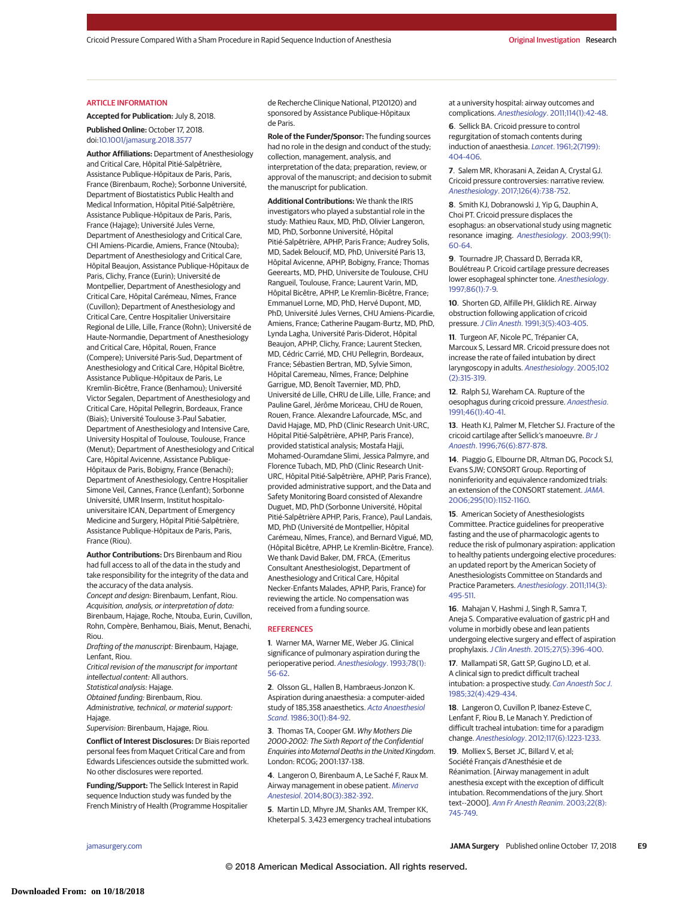## ARTICLE INFORMATION

**Accepted for Publication:** July 8, 2018.

**Published Online:** October 17, 2018. doi:10.1001/jamasurg.2018.3577

**Author Affiliations:** Department of Anesthesiology and Critical Care, Hôpital Pitié-Salpêtrière, Assistance Publique-Hôpitaux de Paris, Paris, France (Birenbaum, Roche); Sorbonne Université, Department of Biostatistics Public Health and Medical Information, Hôpital Pitié-Salpêtrière, Assistance Publique-Hôpitaux de Paris, Paris, France (Hajage); Université Jules Verne, Department of Anesthesiology and Critical Care, CHI Amiens-Picardie, Amiens, France (Ntouba); Department of Anesthesiology and Critical Care, Hôpital Beaujon, Assistance Publique-Hôpitaux de Paris, Clichy, France (Eurin); Université de Montpellier, Department of Anesthesiology and Critical Care, Hôpital Carémeau, Nîmes, France (Cuvillon); Department of Anesthesiology and Critical Care, Centre Hospitalier Universitaire Regional de Lille, Lille, France (Rohn); Université de Haute-Normandie, Department of Anesthesiology and Critical Care, Hôpital, Rouen, France (Compere); Université Paris-Sud, Department of Anesthesiology and Critical Care, Hôpital Bicêtre, Assistance Publique-Hôpitaux de Paris, Le Kremlin-Bicêtre, France (Benhamou); Université Victor Segalen, Department of Anesthesiology and Critical Care, Hôpital Pellegrin, Bordeaux, France (Biais); Université Toulouse 3-Paul Sabatier, Department of Anesthesiology and Intensive Care, University Hospital of Toulouse, Toulouse, France (Menut); Department of Anesthesiology and Critical Care, Hôpital Avicenne, Assistance Publique-Hôpitaux de Paris, Bobigny, France (Benachi); Department of Anesthesiology, Centre Hospitalier Simone Veil, Cannes, France (Lenfant); Sorbonne Université, UMR Inserm, Institut hospitalo-universitaire ICAN, Department of Emergency Medicine and Surgery, Hôpital Pitié-Salpêtrière, Assistance Publique-Hôpitaux de Paris, Paris, France (Riou).

**Author Contributions:** Drs Birenbaum and Riou had full access to all of the data in the study and take responsibility for the integrity of the data and the accuracy of the data analysis.
*Concept and design:* Birenbaum, Lenfant, Riou.
*Acquisition, analysis, or interpretation of data:* Birenbaum, Hajage, Roche, Ntouba, Eurin, Cuvillon, Rohn, Compère, Benhamou, Biais, Menut, Benachi, Riou.
*Drafting of the manuscript:* Birenbaum, Hajage, Lenfant, Riou.
*Critical revision of the manuscript for important intellectual content:* All authors.
*Statistical analysis:* Hajage.
*Obtained funding:* Birenbaum, Riou.
*Administrative, technical, or material support:* Hajage.
*Supervision:* Birenbaum, Hajage, Riou.

**Conflict of Interest Disclosures:** Dr Biais reported personal fees from Maquet Critical Care and from Edwards Lifesciences outside the submitted work. No other disclosures were reported.

**Funding/Support:** The Sellick Interest in Rapid sequence Induction study was funded by the French Ministry of Health (Programme Hospitalier de Recherche Clinique National, P120120) and sponsored by Assistance Publique-Hôpitaux de Paris.

**Role of the Funder/Sponsor:** The funding sources had no role in the design and conduct of the study; collection, management, analysis, and interpretation of the data; preparation, review, or approval of the manuscript; and decision to submit the manuscript for publication.

**Additional Contributions:** We thank the IRIS investigators who played a substantial role in the study: Mathieu Raux, MD, PhD, Olivier Langeron, MD, PhD, Sorbonne Université, Hôpital Pitié-Salpêtrière, APHP, Paris France; Audrey Solis, MD, Sadek Beloucif, MD, PhD, Université Paris 13, Hôpital Avicenne, APHP, Bobigny, France; Thomas Geeraerts, MD, PHD, Universite de Toulouse, CHU Rangueil, Toulouse, France; Laurent Varin, MD, Hôpital Bicêtre, APHP, Le Kremlin-Bicêtre, France; Emmanuel Lorne, MD, PhD, Hervé Dupont, MD, PhD, Université Jules Vernes, CHU Amiens-Picardie, Amiens, France; Catherine Paugam-Burtz, MD, PhD, Lynda Lagha, Université Paris-Diderot, Hôpital Beaujon, APHP, Clichy, France; Laurent Stecken, MD, Cédric Carrié, MD, CHU Pellegrin, Bordeaux, France; Sébastien Bertran, MD, Sylvie Simon, Hôpital Caremeau, Nîmes, France; Delphine Garrigue, MD, Benoît Tavernier, MD, PhD, Université de Lille, CHRU de Lille, Lille, France; and Pauline Garel, Jérôme Moriceau, CHU de Rouen, Rouen, France. Alexandre Lafourcade, MSc, and David Hajage, MD, PhD (Clinic Research Unit-URC, Hôpital Pitié-Salpêtrière, APHP, Paris France), provided statistical analysis; Mostafa Hajji, Mohamed-Ouramdane Slimi, Jessica Palmyre, and Florence Tubach, MD, PhD (Clinic Research Unit-URC, Hôpital Pitié-Salpêtrière, APHP, Paris France), provided administrative support, and the Data and Safety Monitoring Board consisted of Alexandre Duguet, MD, PhD (Sorbonne Université, Hôpital Pitié-Salpêtrière APHP, Paris, France), Paul Landais, MD, PhD (Université de Montpellier, Hôpital Carémeau, Nîmes, France), and Bernard Vigué, MD, (Hôpital Bicêtre, APHP, Le Kremlin-Bicêtre, France). We thank David Baker, DM, FRCA, (Emeritus Consultant Anesthesiologist, Department of Anesthesiology and Critical Care, Hôpital Necker-Enfants Malades, APHP, Paris, France) for reviewing the article. No compensation was received from a funding source.

## REFERENCES

1. Warner MA, Warner ME, Weber JG. Clinical significance of pulmonary aspiration during the perioperative period. *Anesthesiology*. 1993;78(1):56-62.

2. Olsson GL, Hallen B, Hambraeus-Jonzon K. Aspiration during anaesthesia: a computer-aided study of 185,358 anaesthetics. *Acta Anaesthesiol Scand*. 1986;30(1):84-92.

3. Thomas TA, Cooper GM. *Why Mothers Die 2000-2002: The Sixth Report of the Confidential Enquiries into Maternal Deaths in the United Kingdom*. London: RCOG; 2001:137-138.

4. Langeron O, Birenbaum A, Le Saché F, Raux M. Airway management in obese patient. *Minerva Anestesiol*. 2014;80(3):382-392.

5. Martin LD, Mhyre JM, Shanks AM, Tremper KK, Kheterpal S. 3,423 emergency tracheal intubations at a university hospital: airway outcomes and complications. *Anesthesiology*. 2011;114(1):42-48.

6. Sellick BA. Cricoid pressure to control regurgitation of stomach contents during induction of anaesthesia. *Lancet*. 1961;2(7199):404-406.

7. Salem MR, Khorasani A, Zeidan A, Crystal GJ. Cricoid pressure controversies: narrative review. *Anesthesiology*. 2017;126(4):738-752.

8. Smith KJ, Dobranowski J, Yip G, Dauphin A, Choi PT. Cricoid pressure displaces the esophagus: an observational study using magnetic resonance imaging. *Anesthesiology*. 2003;99(1):60-64.

9. Tournadre JP, Chassard D, Berrada KR, Boulétreau P. Cricoid cartilage pressure decreases lower esophageal sphincter tone. *Anesthesiology*. 1997;86(1):7-9.

10. Shorten GD, Alfille PH, Gliklich RE. Airway obstruction following application of cricoid pressure. *J Clin Anesth*. 1991;3(5):403-405.

11. Turgeon AF, Nicole PC, Trépanier CA, Marcoux S, Lessard MR. Cricoid pressure does not increase the rate of failed intubation by direct laryngoscopy in adults. *Anesthesiology*. 2005;102(2):315-319.

12. Ralph SJ, Wareham CA. Rupture of the oesophagus during cricoid pressure. *Anaesthesia*. 1991;46(1):40-41.

13. Heath KJ, Palmer M, Fletcher SJ. Fracture of the cricoid cartilage after Sellick's manoeuvre. *Br J Anaesth*. 1996;76(6):877-878.

14. Piaggio G, Elbourne DR, Altman DG, Pocock SJ, Evans SJW; CONSORT Group. Reporting of noninferiority and equivalence randomized trials: an extension of the CONSORT statement. *JAMA*. 2006;295(10):1152-1160.

15. American Society of Anesthesiologists Committee. Practice guidelines for preoperative fasting and the use of pharmacologic agents to reduce the risk of pulmonary aspiration: application to healthy patients undergoing elective procedures: an updated report by the American Society of Anesthesiologists Committee on Standards and Practice Parameters. *Anesthesiology*. 2011;114(3):495-511.

16. Mahajan V, Hashmi J, Singh R, Samra T, Aneja S. Comparative evaluation of gastric pH and volume in morbidly obese and lean patients undergoing elective surgery and effect of aspiration prophylaxis. *J Clin Anesth*. 2015;27(5):396-400.

17. Mallampati SR, Gatt SP, Gugino LD, et al. A clinical sign to predict difficult tracheal intubation: a prospective study. *Can Anaesth Soc J*. 1985;32(4):429-434.

18. Langeron O, Cuvillon P, Ibanez-Esteve C, Lenfant F, Riou B, Le Manach Y. Prediction of difficult tracheal intubation: time for a paradigm change. *Anesthesiology*. 2012;117(6):1223-1233.

19. Molliex S, Berset JC, Billard V, et al; Société Français d'Anesthésie et de Réanimation. [Airway management in adult anesthesia except with the exception of difficult intubation. Recommendations of the jury. Short text--2000]. *Ann Fr Anesth Reanim*. 2003;22(8):745-749.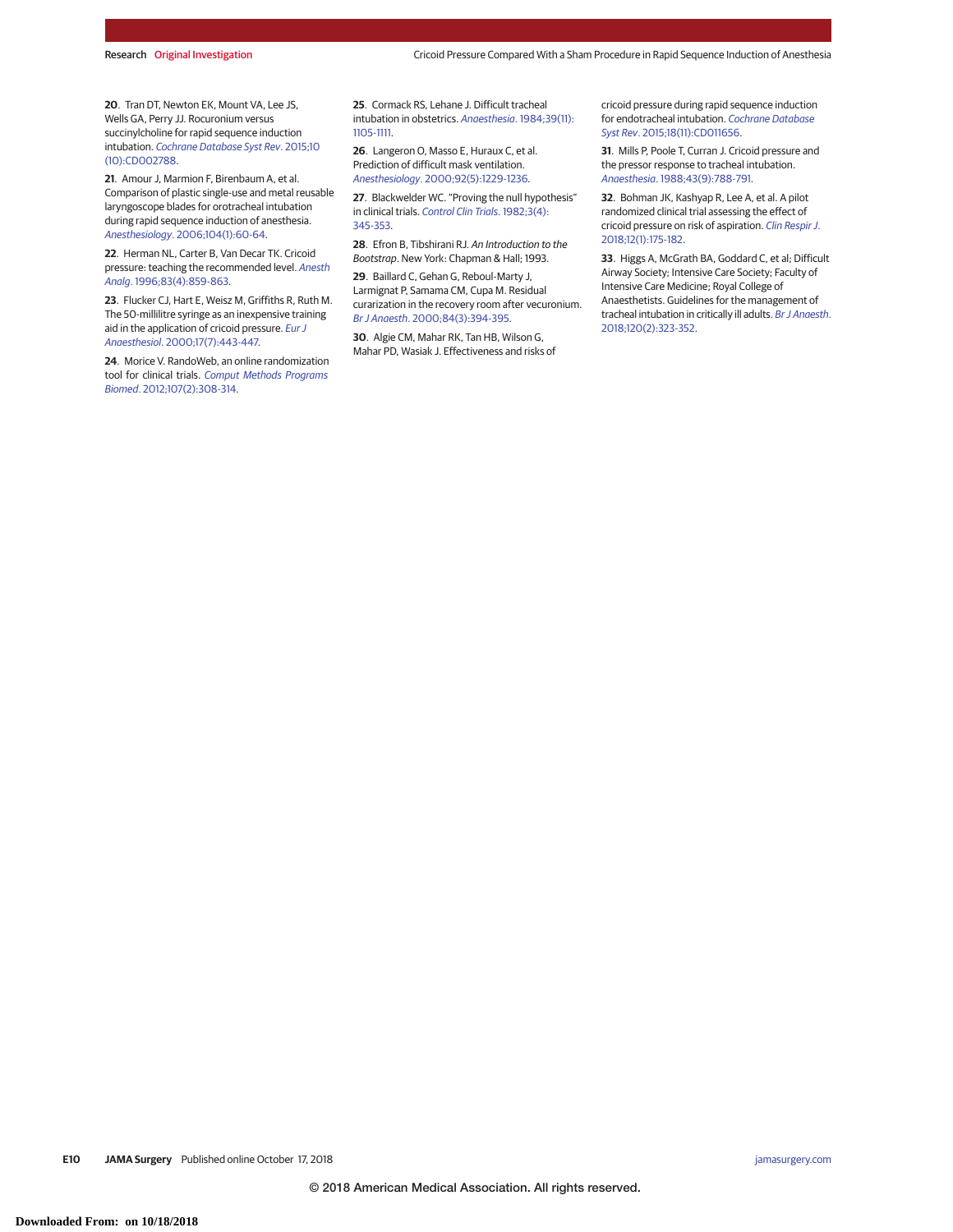20. Tran DT, Newton EK, Mount VA, Lee JS, Wells GA, Perry JJ. Rocuronium versus succinylcholine for rapid sequence induction intubation. *Cochrane Database Syst Rev*. 2015;10(10):CD002788.

21. Amour J, Marmion F, Birenbaum A, et al. Comparison of plastic single-use and metal reusable laryngoscope blades for orotracheal intubation during rapid sequence induction of anesthesia. *Anesthesiology*. 2006;104(1):60-64.

22. Herman NL, Carter B, Van Decar TK. Cricoid pressure: teaching the recommended level. *Anesth Analg*. 1996;83(4):859-863.

23. Flucker CJ, Hart E, Weisz M, Griffiths R, Ruth M. The 50-millilitre syringe as an inexpensive training aid in the application of cricoid pressure. *Eur J Anaesthesiol*. 2000;17(7):443-447.

24. Morice V. RandoWeb, an online randomization tool for clinical trials. *Comput Methods Programs Biomed*. 2012;107(2):308-314.

25. Cormack RS, Lehane J. Difficult tracheal intubation in obstetrics. *Anaesthesia*. 1984;39(11):1105-1111.

26. Langeron O, Masso E, Huraux C, et al. Prediction of difficult mask ventilation. *Anesthesiology*. 2000;92(5):1229-1236.

27. Blackwelder WC. "Proving the null hypothesis" in clinical trials. *Control Clin Trials*. 1982;3(4):345-353.

28. Efron B, Tibshirani RJ. *An Introduction to the Bootstrap*. New York: Chapman & Hall; 1993.

29. Baillard C, Gehan G, Reboul-Marty J, Larmignat P, Samama CM, Cupa M. Residual curarization in the recovery room after vecuronium. *Br J Anaesth*. 2000;84(3):394-395.

30. Algie CM, Mahar RK, Tan HB, Wilson G, Mahar PD, Wasiak J. Effectiveness and risks of cricoid pressure during rapid sequence induction for endotracheal intubation. *Cochrane Database Syst Rev*. 2015;18(11):CD011656.

31. Mills P, Poole T, Curran J. Cricoid pressure and the pressor response to tracheal intubation. *Anaesthesia*. 1988;43(9):788-791.

32. Bohman JK, Kashyap R, Lee A, et al. A pilot randomized clinical trial assessing the effect of cricoid pressure on risk of aspiration. *Clin Respir J*. 2018;12(1):175-182.

33. Higgs A, McGrath BA, Goddard C, et al; Difficult Airway Society; Intensive Care Society; Faculty of Intensive Care Medicine; Royal College of Anaesthetists. Guidelines for the management of tracheal intubation in critically ill adults. *Br J Anaesth*. 2018;120(2):323-352.